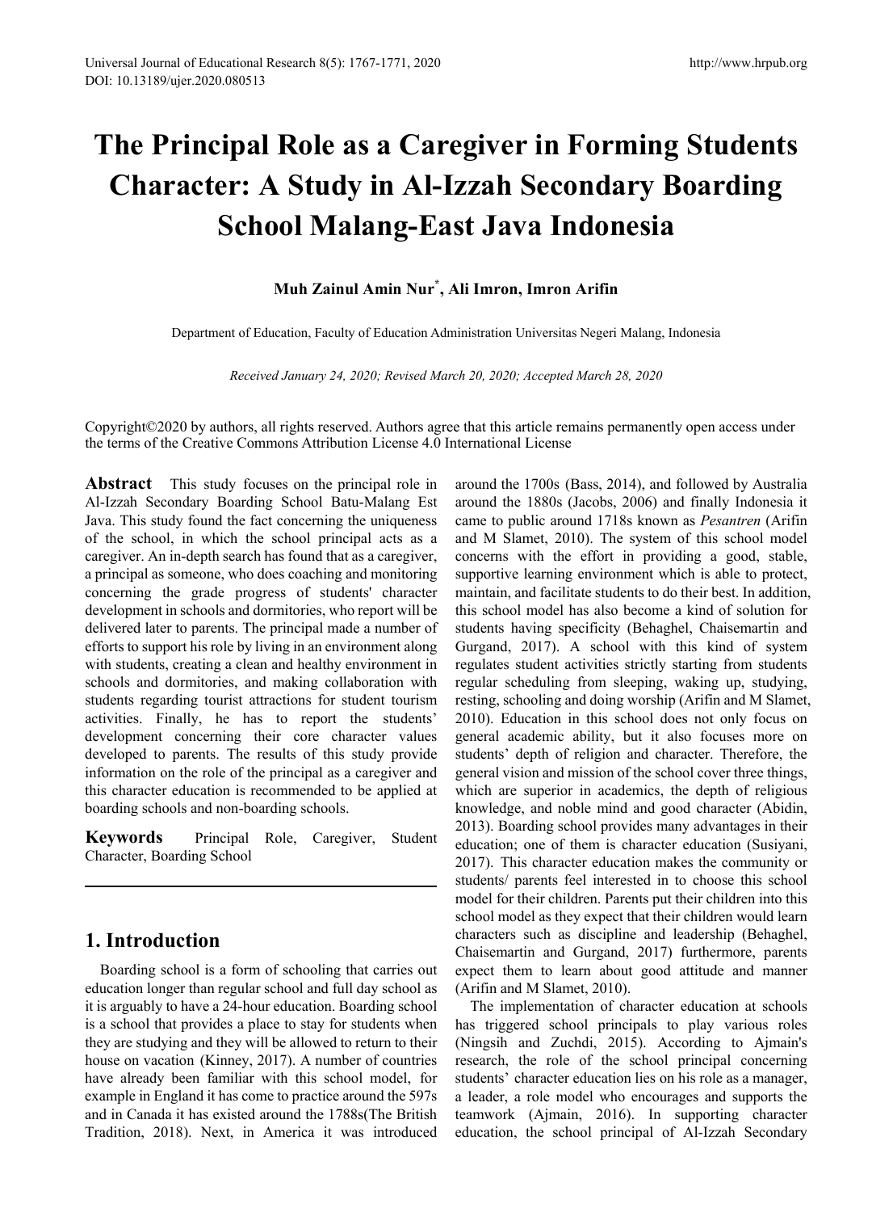# The Principal Role as a Caregiver in Forming Students Character: A Study in Al-Izzah Secondary Boarding School Malang-East Java Indonesia

**Muh Zainul Amin Nur[*], Ali Imron, Imron Arifin**

Department of Education, Faculty of Education Administration Universitas Negeri Malang, Indonesia

*Received January 24, 2020; Revised March 20, 2020; Accepted March 28, 2020*

Copyright©2020 by authors, all rights reserved. Authors agree that this article remains permanently open access under the terms of the Creative Commons Attribution License 4.0 International License

**Abstract** This study focuses on the principal role in Al-Izzah Secondary Boarding School Batu-Malang Est Java. This study found the fact concerning the uniqueness of the school, in which the school principal acts as a caregiver. An in-depth search has found that as a caregiver, a principal as someone, who does coaching and monitoring concerning the grade progress of students' character development in schools and dormitories, who report will be delivered later to parents. The principal made a number of efforts to support his role by living in an environment along with students, creating a clean and healthy environment in schools and dormitories, and making collaboration with students regarding tourist attractions for student tourism activities. Finally, he has to report the students' development concerning their core character values developed to parents. The results of this study provide information on the role of the principal as a caregiver and this character education is recommended to be applied at boarding schools and non-boarding schools.

**Keywords** Principal Role, Caregiver, Student Character, Boarding School

## 1. Introduction

Boarding school is a form of schooling that carries out education longer than regular school and full day school as it is arguably to have a 24-hour education. Boarding school is a school that provides a place to stay for students when they are studying and they will be allowed to return to their house on vacation (Kinney, 2017). A number of countries have already been familiar with this school model, for example in England it has come to practice around the 597s and in Canada it has existed around the 1788s(The British Tradition, 2018). Next, in America it was introduced around the 1700s (Bass, 2014), and followed by Australia around the 1880s (Jacobs, 2006) and finally Indonesia it came to public around 1718s known as *Pesantren* (Arifin and M Slamet, 2010). The system of this school model concerns with the effort in providing a good, stable, supportive learning environment which is able to protect, maintain, and facilitate students to do their best. In addition, this school model has also become a kind of solution for students having specificity (Behaghel, Chaisemartin and Gurgand, 2017). A school with this kind of system regulates student activities strictly starting from students regular scheduling from sleeping, waking up, studying, resting, schooling and doing worship (Arifin and M Slamet, 2010). Education in this school does not only focus on general academic ability, but it also focuses more on students' depth of religion and character. Therefore, the general vision and mission of the school cover three things, which are superior in academics, the depth of religious knowledge, and noble mind and good character (Abidin, 2013). Boarding school provides many advantages in their education; one of them is character education (Susiyani, 2017). This character education makes the community or students/ parents feel interested in to choose this school model for their children. Parents put their children into this school model as they expect that their children would learn characters such as discipline and leadership (Behaghel, Chaisemartin and Gurgand, 2017) furthermore, parents expect them to learn about good attitude and manner (Arifin and M Slamet, 2010).

The implementation of character education at schools has triggered school principals to play various roles (Ningsih and Zuchdi, 2015). According to Ajmain's research, the role of the school principal concerning students' character education lies on his role as a manager, a leader, a role model who encourages and supports the teamwork (Ajmain, 2016). In supporting character education, the school principal of Al-Izzah Secondary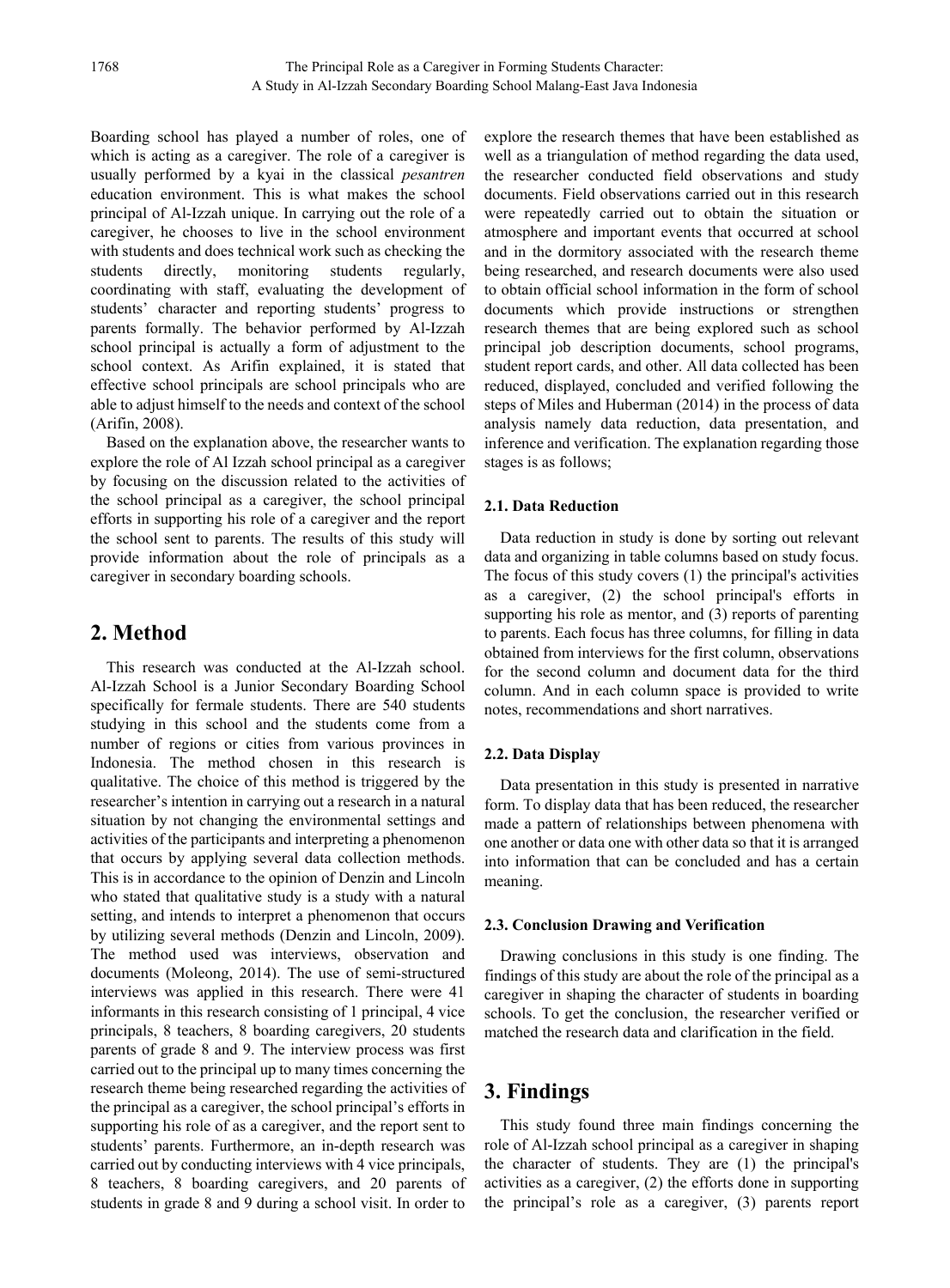Boarding school has played a number of roles, one of which is acting as a caregiver. The role of a caregiver is usually performed by a kyai in the classical *pesantren* education environment. This is what makes the school principal of Al-Izzah unique. In carrying out the role of a caregiver, he chooses to live in the school environment with students and does technical work such as checking the students directly, monitoring students regularly, coordinating with staff, evaluating the development of students' character and reporting students' progress to parents formally. The behavior performed by Al-Izzah school principal is actually a form of adjustment to the school context. As Arifin explained, it is stated that effective school principals are school principals who are able to adjust himself to the needs and context of the school (Arifin, 2008).

Based on the explanation above, the researcher wants to explore the role of Al Izzah school principal as a caregiver by focusing on the discussion related to the activities of the school principal as a caregiver, the school principal efforts in supporting his role of a caregiver and the report the school sent to parents. The results of this study will provide information about the role of principals as a caregiver in secondary boarding schools.

## 2. Method

This research was conducted at the Al-Izzah school. Al-Izzah School is a Junior Secondary Boarding School specifically for fermale students. There are 540 students studying in this school and the students come from a number of regions or cities from various provinces in Indonesia. The method chosen in this research is qualitative. The choice of this method is triggered by the researcher's intention in carrying out a research in a natural situation by not changing the environmental settings and activities of the participants and interpreting a phenomenon that occurs by applying several data collection methods. This is in accordance to the opinion of Denzin and Lincoln who stated that qualitative study is a study with a natural setting, and intends to interpret a phenomenon that occurs by utilizing several methods (Denzin and Lincoln, 2009). The method used was interviews, observation and documents (Moleong, 2014). The use of semi-structured interviews was applied in this research. There were 41 informants in this research consisting of 1 principal, 4 vice principals, 8 teachers, 8 boarding caregivers, 20 students parents of grade 8 and 9. The interview process was first carried out to the principal up to many times concerning the research theme being researched regarding the activities of the principal as a caregiver, the school principal's efforts in supporting his role of as a caregiver, and the report sent to students' parents. Furthermore, an in-depth research was carried out by conducting interviews with 4 vice principals, 8 teachers, 8 boarding caregivers, and 20 parents of students in grade 8 and 9 during a school visit. In order to explore the research themes that have been established as well as a triangulation of method regarding the data used, the researcher conducted field observations and study documents. Field observations carried out in this research were repeatedly carried out to obtain the situation or atmosphere and important events that occurred at school and in the dormitory associated with the research theme being researched, and research documents were also used to obtain official school information in the form of school documents which provide instructions or strengthen research themes that are being explored such as school principal job description documents, school programs, student report cards, and other. All data collected has been reduced, displayed, concluded and verified following the steps of Miles and Huberman (2014) in the process of data analysis namely data reduction, data presentation, and inference and verification. The explanation regarding those stages is as follows;

### 2.1. Data Reduction

Data reduction in study is done by sorting out relevant data and organizing in table columns based on study focus. The focus of this study covers (1) the principal's activities as a caregiver, (2) the school principal's efforts in supporting his role as mentor, and (3) reports of parenting to parents. Each focus has three columns, for filling in data obtained from interviews for the first column, observations for the second column and document data for the third column. And in each column space is provided to write notes, recommendations and short narratives.

### 2.2. Data Display

Data presentation in this study is presented in narrative form. To display data that has been reduced, the researcher made a pattern of relationships between phenomena with one another or data one with other data so that it is arranged into information that can be concluded and has a certain meaning.

### 2.3. Conclusion Drawing and Verification

Drawing conclusions in this study is one finding. The findings of this study are about the role of the principal as a caregiver in shaping the character of students in boarding schools. To get the conclusion, the researcher verified or matched the research data and clarification in the field.

## 3. Findings

This study found three main findings concerning the role of Al-Izzah school principal as a caregiver in shaping the character of students. They are (1) the principal's activities as a caregiver, (2) the efforts done in supporting the principal's role as a caregiver, (3) parents report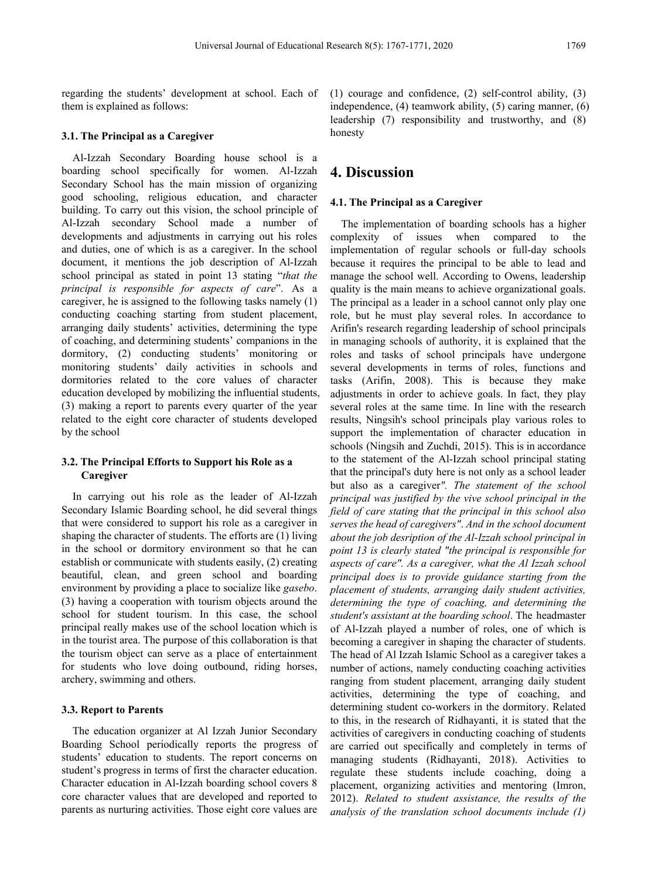regarding the students' development at school. Each of them is explained as follows:

### 3.1. The Principal as a Caregiver

Al-Izzah Secondary Boarding house school is a boarding school specifically for women. Al-Izzah Secondary School has the main mission of organizing good schooling, religious education, and character building. To carry out this vision, the school principle of Al-Izzah secondary School made a number of developments and adjustments in carrying out his roles and duties, one of which is as a caregiver. In the school document, it mentions the job description of Al-Izzah school principal as stated in point 13 stating "*that the principal is responsible for aspects of care*". As a caregiver, he is assigned to the following tasks namely (1) conducting coaching starting from student placement, arranging daily students' activities, determining the type of coaching, and determining students' companions in the dormitory, (2) conducting students' monitoring or monitoring students' daily activities in schools and dormitories related to the core values of character education developed by mobilizing the influential students, (3) making a report to parents every quarter of the year related to the eight core character of students developed by the school

### 3.2. The Principal Efforts to Support his Role as a Caregiver

In carrying out his role as the leader of Al-Izzah Secondary Islamic Boarding school, he did several things that were considered to support his role as a caregiver in shaping the character of students. The efforts are (1) living in the school or dormitory environment so that he can establish or communicate with students easily, (2) creating beautiful, clean, and green school and boarding environment by providing a place to socialize like *gasebo*. (3) having a cooperation with tourism objects around the school for student tourism. In this case, the school principal really makes use of the school location which is in the tourist area. The purpose of this collaboration is that the tourism object can serve as a place of entertainment for students who love doing outbound, riding horses, archery, swimming and others.

### 3.3. Report to Parents

The education organizer at Al Izzah Junior Secondary Boarding School periodically reports the progress of students' education to students. The report concerns on student's progress in terms of first the character education. Character education in Al-Izzah boarding school covers 8 core character values that are developed and reported to parents as nurturing activities. Those eight core values are (1) courage and confidence, (2) self-control ability, (3) independence, (4) teamwork ability, (5) caring manner, (6) leadership (7) responsibility and trustworthy, and (8) honesty

## 4. Discussion

### 4.1. The Principal as a Caregiver

The implementation of boarding schools has a higher complexity of issues when compared to the implementation of regular schools or full-day schools because it requires the principal to be able to lead and manage the school well. According to Owens, leadership quality is the main means to achieve organizational goals. The principal as a leader in a school cannot only play one role, but he must play several roles. In accordance to Arifin's research regarding leadership of school principals in managing schools of authority, it is explained that the roles and tasks of school principals have undergone several developments in terms of roles, functions and tasks (Arifin, 2008). This is because they make adjustments in order to achieve goals. In fact, they play several roles at the same time. In line with the research results, Ningsih's school principals play various roles to support the implementation of character education in schools (Ningsih and Zuchdi, 2015). This is in accordance to the statement of the Al-Izzah school principal stating that the principal's duty here is not only as a school leader but also as a caregiver*". The statement of the school principal was justified by the vive school principal in the field of care stating that the principal in this school also serves the head of caregivers". And in the school document about the job desription of the Al-Izzah school principal in point 13 is clearly stated "the principal is responsible for aspects of care". As a caregiver, what the Al Izzah school principal does is to provide guidance starting from the placement of students, arranging daily student activities, determining the type of coaching, and determining the student's assistant at the boarding school*. The headmaster of Al-Izzah played a number of roles, one of which is becoming a caregiver in shaping the character of students. The head of Al Izzah Islamic School as a caregiver takes a number of actions, namely conducting coaching activities ranging from student placement, arranging daily student activities, determining the type of coaching, and determining student co-workers in the dormitory. Related to this, in the research of Ridhayanti, it is stated that the activities of caregivers in conducting coaching of students are carried out specifically and completely in terms of managing students (Ridhayanti, 2018). Activities to regulate these students include coaching, doing a placement, organizing activities and mentoring (Imron, 2012). *Related to student assistance, the results of the analysis of the translation school documents include (1)*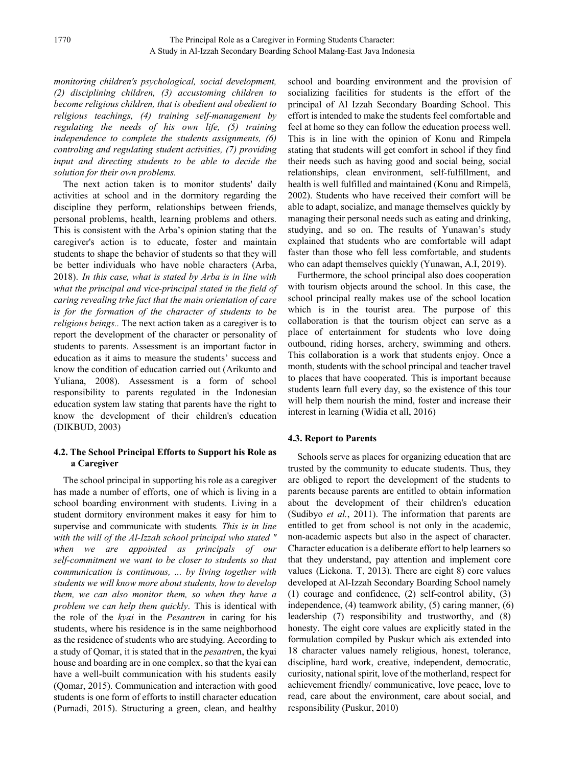*monitoring children's psychological, social development, (2) disciplining children, (3) accustoming children to become religious children, that is obedient and obedient to religious teachings, (4) training self-management by regulating the needs of his own life, (5) training independence to complete the students assignments, (6) controling and regulating student activities, (7) providing input and directing students to be able to decide the solution for their own problems.*

The next action taken is to monitor students' daily activities at school and in the dormitory regarding the discipline they perform, relationships between friends, personal problems, health, learning problems and others. This is consistent with the Arba's opinion stating that the caregiver's action is to educate, foster and maintain students to shape the behavior of students so that they will be better individuals who have noble characters (Arba, 2018). *In this case, what is stated by Arba is in line with what the principal and vice-principal stated in the field of caring revealing trhe fact that the main orientation of care is for the formation of the character of students to be religious beings..* The next action taken as a caregiver is to report the development of the character or personality of students to parents. Assessment is an important factor in education as it aims to measure the students' success and know the condition of education carried out (Arikunto and Yuliana, 2008). Assessment is a form of school responsibility to parents regulated in the Indonesian education system law stating that parents have the right to know the development of their children's education (DIKBUD, 2003)

### 4.2. The School Principal Efforts to Support his Role as a Caregiver

The school principal in supporting his role as a caregiver has made a number of efforts, one of which is living in a school boarding environment with students. Living in a student dormitory environment makes it easy for him to supervise and communicate with students*. This is in line with the will of the Al-Izzah school principal who stated " when we are appointed as principals of our self-commitment we want to be closer to students so that communication is continuous, ... by living together with students we will know more about students, how to develop them, we can also monitor them, so when they have a problem we can help them quickly*. This is identical with the role of the *kyai* in the *Pesantren* in caring for his students, where his residence is in the same neighborhood as the residence of students who are studying. According to a study of Qomar, it is stated that in the *pesantre*n, the kyai house and boarding are in one complex, so that the kyai can have a well-built communication with his students easily (Qomar, 2015). Communication and interaction with good students is one form of efforts to instill character education (Purnadi, 2015). Structuring a green, clean, and healthy school and boarding environment and the provision of socializing facilities for students is the effort of the principal of Al Izzah Secondary Boarding School. This effort is intended to make the students feel comfortable and feel at home so they can follow the education process well. This is in line with the opinion of Konu and Rimpela stating that students will get comfort in school if they find their needs such as having good and social being, social relationships, clean environment, self-fulfillment, and health is well fulfilled and maintained (Konu and Rimpelä, 2002). Students who have received their comfort will be able to adapt, socialize, and manage themselves quickly by managing their personal needs such as eating and drinking, studying, and so on. The results of Yunawan's study explained that students who are comfortable will adapt faster than those who fell less comfortable, and students who can adapt themselves quickly (Yunawan, A.I, 2019).

Furthermore, the school principal also does cooperation with tourism objects around the school. In this case, the school principal really makes use of the school location which is in the tourist area. The purpose of this collaboration is that the tourism object can serve as a place of entertainment for students who love doing outbound, riding horses, archery, swimming and others. This collaboration is a work that students enjoy. Once a month, students with the school principal and teacher travel to places that have cooperated. This is important because students learn full every day, so the existence of this tour will help them nourish the mind, foster and increase their interest in learning (Widia et all, 2016)

### 4.3. Report to Parents

Schools serve as places for organizing education that are trusted by the community to educate students. Thus, they are obliged to report the development of the students to parents because parents are entitled to obtain information about the development of their children's education (Sudibyo *et al.*, 2011). The information that parents are entitled to get from school is not only in the academic, non-academic aspects but also in the aspect of character. Character education is a deliberate effort to help learners so that they understand, pay attention and implement core values (Lickona. T, 2013). There are eight 8) core values developed at Al-Izzah Secondary Boarding School namely (1) courage and confidence, (2) self-control ability, (3) independence, (4) teamwork ability, (5) caring manner, (6) leadership (7) responsibility and trustworthy, and (8) honesty. The eight core values are explicitly stated in the formulation compiled by Puskur which ais extended into 18 character values namely religious, honest, tolerance, discipline, hard work, creative, independent, democratic, curiosity, national spirit, love of the motherland, respect for achievement friendly/ communicative, love peace, love to read, care about the environment, care about social, and responsibility (Puskur, 2010)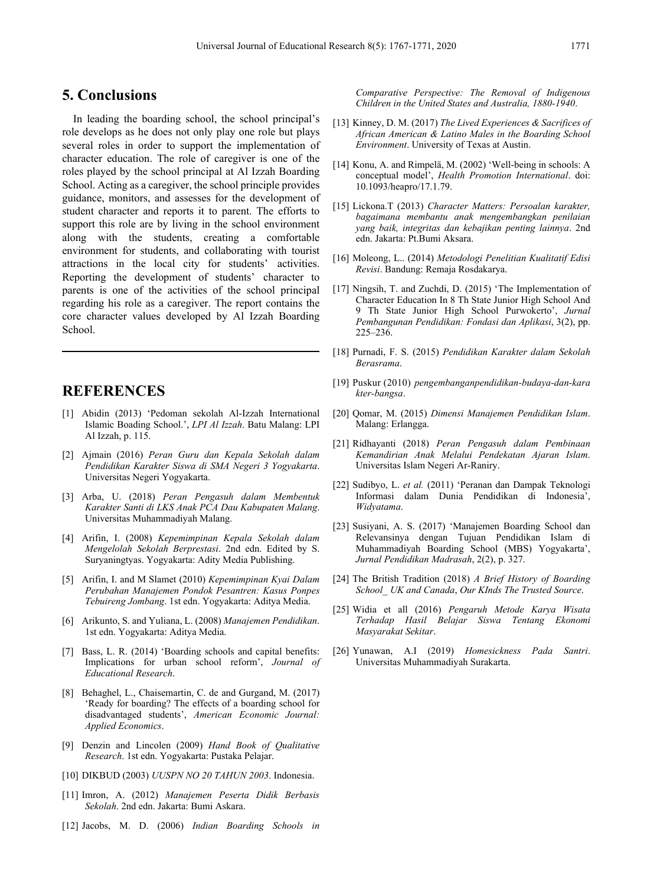## 5. Conclusions

In leading the boarding school, the school principal's role develops as he does not only play one role but plays several roles in order to support the implementation of character education. The role of caregiver is one of the roles played by the school principal at Al Izzah Boarding School. Acting as a caregiver, the school principle provides guidance, monitors, and assesses for the development of student character and reports it to parent. The efforts to support this role are by living in the school environment along with the students, creating a comfortable environment for students, and collaborating with tourist attractions in the local city for students' activities. Reporting the development of students' character to parents is one of the activities of the school principal regarding his role as a caregiver. The report contains the core character values developed by Al Izzah Boarding School.

## REFERENCES

[1] Abidin (2013) 'Pedoman sekolah Al-Izzah International Islamic Boading School.', *LPI Al Izzah*. Batu Malang: LPI Al Izzah, p. 115.

[2] Ajmain (2016) *Peran Guru dan Kepala Sekolah dalam Pendidikan Karakter Siswa di SMA Negeri 3 Yogyakarta*. Universitas Negeri Yogyakarta.

[3] Arba, U. (2018) *Peran Pengasuh dalam Membentuk Karakter Santi di LKS Anak PCA Dau Kabupaten Malang*. Universitas Muhammadiyah Malang.

[4] Arifin, I. (2008) *Kepemimpinan Kepala Sekolah dalam Mengelolah Sekolah Berprestasi*. 2nd edn. Edited by S. Suryaningtyas. Yogyakarta: Adity Media Publishing.

[5] Arifin, I. and M Slamet (2010) *Kepemimpinan Kyai Dalam Perubahan Manajemen Pondok Pesantren: Kasus Ponpes Tebuireng Jombang*. 1st edn. Yogyakarta: Aditya Media.

[6] Arikunto, S. and Yuliana, L. (2008) *Manajemen Pendidikan*. 1st edn. Yogyakarta: Aditya Media.

[7] Bass, L. R. (2014) 'Boarding schools and capital benefits: Implications for urban school reform', *Journal of Educational Research*.

[8] Behaghel, L., Chaisemartin, C. de and Gurgand, M. (2017) 'Ready for boarding? The effects of a boarding school for disadvantaged students', *American Economic Journal: Applied Economics*.

[9] Denzin and Lincolen (2009) *Hand Book of Qualitative Research*. 1st edn. Yogyakarta: Pustaka Pelajar.

[10] DIKBUD (2003) *UUSPN NO 20 TAHUN 2003*. Indonesia.

[11] Imron, A. (2012) *Manajemen Peserta Didik Berbasis Sekolah*. 2nd edn. Jakarta: Bumi Askara.

[12] Jacobs, M. D. (2006) *Indian Boarding Schools in Comparative Perspective: The Removal of Indigenous Children in the United States and Australia, 1880-1940*.

[13] Kinney, D. M. (2017) *The Lived Experiences & Sacrifices of African American & Latino Males in the Boarding School Environment*. University of Texas at Austin.

[14] Konu, A. and Rimpelä, M. (2002) 'Well-being in schools: A conceptual model', *Health Promotion International*. doi: 10.1093/heapro/17.1.79.

[15] Lickona.T (2013) *Character Matters: Persoalan karakter, bagaimana membantu anak mengembangkan penilaian yang baik, integritas dan kebajikan penting lainnya*. 2nd edn. Jakarta: Pt.Bumi Aksara.

[16] Moleong, L.. (2014) *Metodologi Penelitian Kualitatif Edisi Revisi*. Bandung: Remaja Rosdakarya.

[17] Ningsih, T. and Zuchdi, D. (2015) 'The Implementation of Character Education In 8 Th State Junior High School And 9 Th State Junior High School Purwokerto', *Jurnal Pembangunan Pendidikan: Fondasi dan Aplikasi*, 3(2), pp. 225–236.

[18] Purnadi, F. S. (2015) *Pendidikan Karakter dalam Sekolah Berasrama*.

[19] Puskur (2010) *pengembanganpendidikan-budaya-dan-karakter-bangsa*.

[20] Qomar, M. (2015) *Dimensi Manajemen Pendidikan Islam*. Malang: Erlangga.

[21] Ridhayanti (2018) *Peran Pengasuh dalam Pembinaan Kemandirian Anak Melalui Pendekatan Ajaran Islam*. Universitas Islam Negeri Ar-Raniry.

[22] Sudibyo, L. *et al.* (2011) 'Peranan dan Dampak Teknologi Informasi dalam Dunia Pendidikan di Indonesia', *Widyatama*.

[23] Susiyani, A. S. (2017) 'Manajemen Boarding School dan Relevansinya dengan Tujuan Pendidikan Islam di Muhammadiyah Boarding School (MBS) Yogyakarta', *Jurnal Pendidikan Madrasah*, 2(2), p. 327.

[24] The British Tradition (2018) *A Brief History of Boarding School_ UK and Canada*, *Our KInds The Trusted Source*.

[25] Widia et all (2016) *Pengaruh Metode Karya Wisata Terhadap Hasil Belajar Siswa Tentang Ekonomi Masyarakat Sekitar*.

[26] Yunawan, A.I (2019) *Homesickness Pada Santri*. Universitas Muhammadiyah Surakarta.